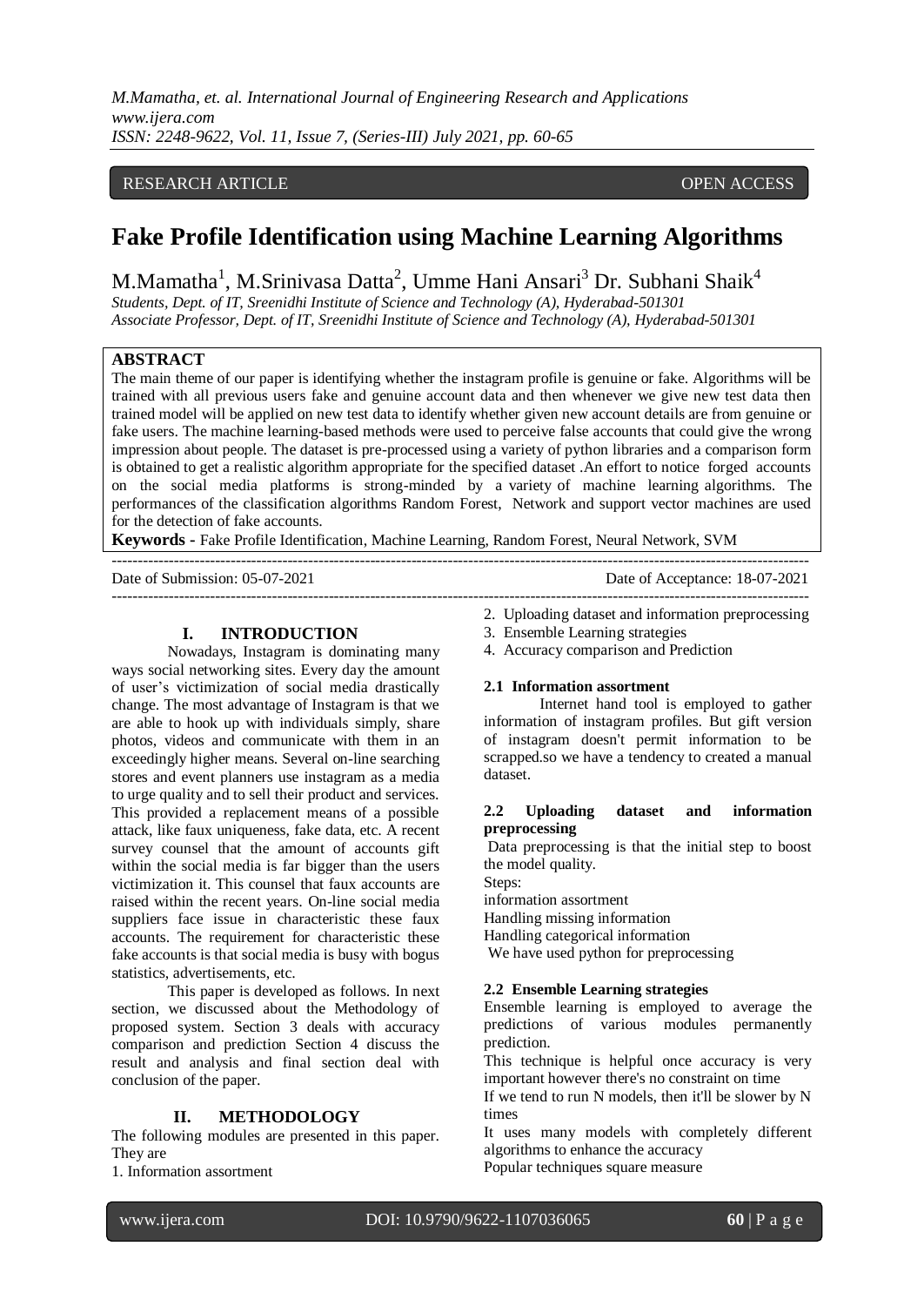RESEARCH ARTICLE OPEN ACCESS

# Fake Profile Identification using Machine Learning Algorithms

M.Mamatha[1], M.Srinivasa Datta[2], Umme Hani Ansari[3] Dr. Subhani Shaik[4]

*Students, Dept. of IT, Sreenidhi Institute of Science and Technology (A), Hyderabad-501301*
*Associate Professor, Dept. of IT, Sreenidhi Institute of Science and Technology (A), Hyderabad-501301*

## ABSTRACT

The main theme of our paper is identifying whether the instagram profile is genuine or fake. Algorithms will be trained with all previous users fake and genuine account data and then whenever we give new test data then trained model will be applied on new test data to identify whether given new account details are from genuine or fake users. The machine learning-based methods were used to perceive false accounts that could give the wrong impression about people. The dataset is pre-processed using a variety of python libraries and a comparison form is obtained to get a realistic algorithm appropriate for the specified dataset .An effort to notice forged accounts on the social media platforms is strong-minded by a variety of machine learning algorithms. The performances of the classification algorithms Random Forest, Network and support vector machines are used for the detection of fake accounts.

**Keywords -** Fake Profile Identification, Machine Learning, Random Forest, Neural Network, SVM

---

Date of Submission: 05-07-2021 Date of Acceptance: 18-07-2021

---

## I. INTRODUCTION

Nowadays, Instagram is dominating many ways social networking sites. Every day the amount of user's victimization of social media drastically change. The most advantage of Instagram is that we are able to hook up with individuals simply, share photos, videos and communicate with them in an exceedingly higher means. Several on-line searching stores and event planners use instagram as a media to urge quality and to sell their product and services. This provided a replacement means of a possible attack, like faux uniqueness, fake data, etc. A recent survey counsel that the amount of accounts gift within the social media is far bigger than the users victimization it. This counsel that faux accounts are raised within the recent years. On-line social media suppliers face issue in characteristic these faux accounts. The requirement for characteristic these fake accounts is that social media is busy with bogus statistics, advertisements, etc.

This paper is developed as follows. In next section, we discussed about the Methodology of proposed system. Section 3 deals with accuracy comparison and prediction Section 4 discuss the result and analysis and final section deal with conclusion of the paper.

## II. METHODOLOGY

The following modules are presented in this paper. They are

1. Information assortment
2. Uploading dataset and information preprocessing
3. Ensemble Learning strategies
4. Accuracy comparison and Prediction

### 2.1 Information assortment

Internet hand tool is employed to gather information of instagram profiles. But gift version of instagram doesn't permit information to be scrapped.so we have a tendency to created a manual dataset.

### 2.2 Uploading dataset and information preprocessing

Data preprocessing is that the initial step to boost the model quality.

Steps:

information assortment

Handling missing information

Handling categorical information

We have used python for preprocessing

### 2.2 Ensemble Learning strategies

Ensemble learning is employed to average the predictions of various modules permanently prediction.

This technique is helpful once accuracy is very important however there's no constraint on time

If we tend to run N models, then it'll be slower by N times

It uses many models with completely different algorithms to enhance the accuracy

Popular techniques square measure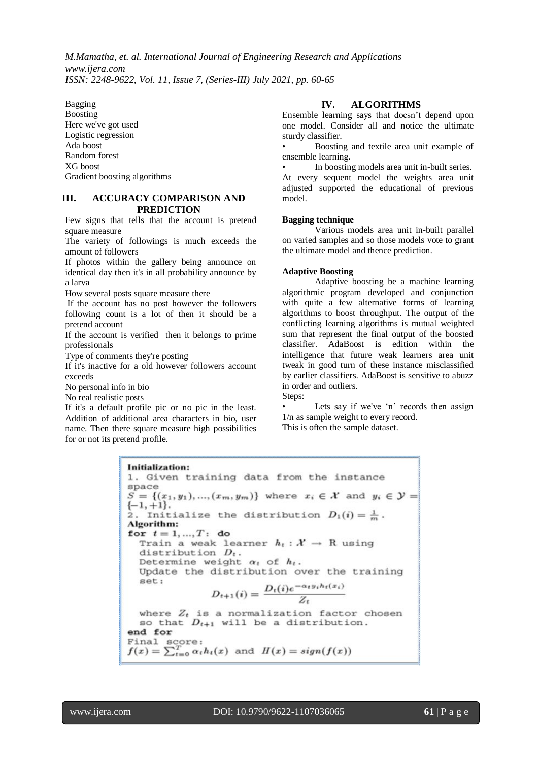Bagging
Boosting
Here we've got used
Logistic regression
Ada boost
Random forest
XG boost
Gradient boosting algorithms

## III. ACCURACY COMPARISON AND PREDICTION

Few signs that tells that the account is pretend square measure
The variety of followings is much exceeds the amount of followers
If photos within the gallery being announce on identical day then it's in all probability announce by a larva
How several posts square measure there
If the account has no post however the followers following count is a lot of then it should be a pretend account
If the account is verified then it belongs to prime professionals
Type of comments they're posting
If it's inactive for a old however followers account exceeds
No personal info in bio
No real realistic posts
If it's a default profile pic or no pic in the least. Addition of additional area characters in bio, user name. Then there square measure high possibilities for or not its pretend profile.

## IV. ALGORITHMS

Ensemble learning says that doesn't depend upon one model. Consider all and notice the ultimate sturdy classifier.

- Boosting and textile area unit example of ensemble learning.
- In boosting models area unit in-built series.

At every sequent model the weights area unit adjusted supported the educational of previous model.

**Bagging technique**

Various models area unit in-built parallel on varied samples and so those models vote to grant the ultimate model and thence prediction.

**Adaptive Boosting**

Adaptive boosting be a machine learning algorithmic program developed and conjunction with quite a few alternative forms of learning algorithms to boost throughput. The output of the conflicting learning algorithms is mutual weighted sum that represent the final output of the boosted classifier. AdaBoost is edition within the intelligence that future weak learners area unit tweak in good turn of these instance misclassified by earlier classifiers. AdaBoost is sensitive to abuzz in order and outliers.

Steps:

- Lets say if we've 'n' records then assign 1/n as sample weight to every record.

This is often the sample dataset.

**Initialization:**
1. Given training data from the instance space $S = \{(x_1, y_1), ..., (x_m, y_m)\}$ where $x_i \in \mathcal{X}$ and $y_i \in \mathcal{Y} = \{-1, +1\}$.
2. Initialize the distribution $D_1(i) = \frac{1}{m}$.

**Algorithm:**
**for** $t = 1, ..., T$: **do**
Train a weak learner $h_t : \mathcal{X} \to \mathbb{R}$ using distribution $D_t$.
Determine weight $\alpha_t$ of $h_t$.
Update the distribution over the training set:

$$D_{t+1}(i) = \frac{D_t(i)e^{-\alpha_t y_i h_t(x_i)}}{Z_t}$$

where $Z_t$ is a normalization factor chosen so that $D_{t+1}$ will be a distribution.
**end for**
Final score:
$f(x) = \sum_{t=0}^{T} \alpha_t h_t(x)$ and $H(x) = sign(f(x))$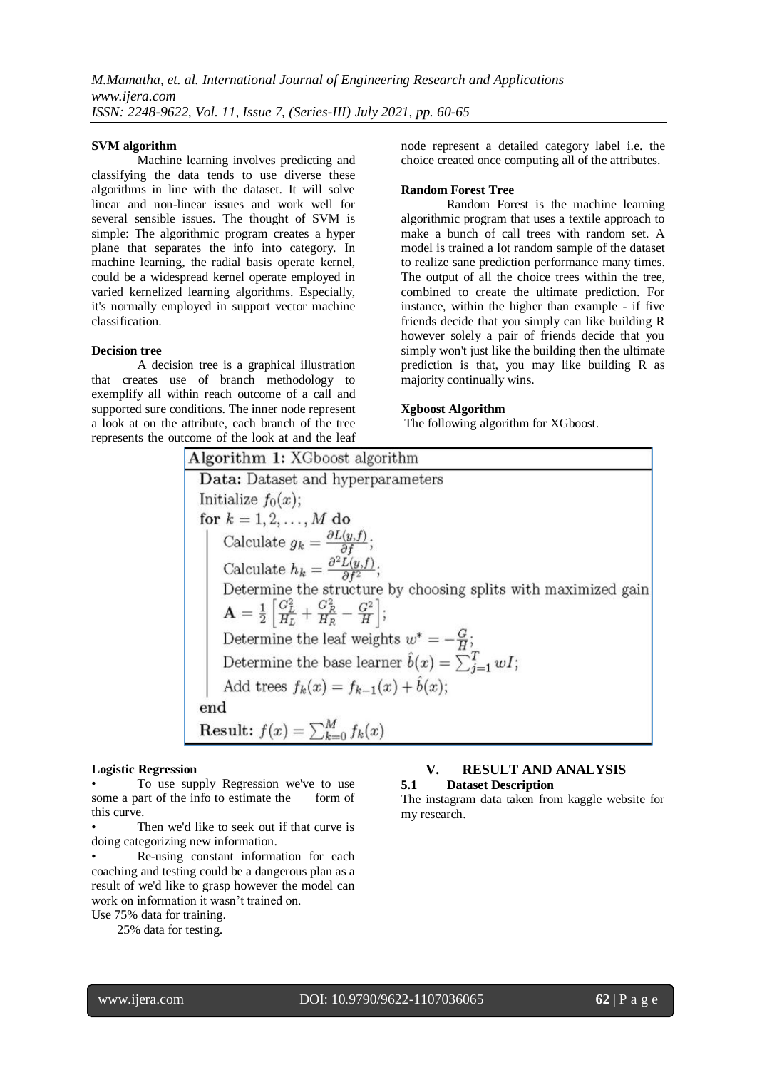**SVM algorithm**

Machine learning involves predicting and classifying the data tends to use diverse these algorithms in line with the dataset. It will solve linear and non-linear issues and work well for several sensible issues. The thought of SVM is simple: The algorithmic program creates a hyper plane that separates the info into category. In machine learning, the radial basis operate kernel, could be a widespread kernel operate employed in varied kernelized learning algorithms. Especially, it's normally employed in support vector machine classification.

**Decision tree**

A decision tree is a graphical illustration that creates use of branch methodology to exemplify all within reach outcome of a call and supported sure conditions. The inner node represent a look at on the attribute, each branch of the tree represents the outcome of the look at and the leaf node represent a detailed category label i.e. the choice created once computing all of the attributes.

**Random Forest Tree**

Random Forest is the machine learning algorithmic program that uses a textile approach to make a bunch of call trees with random set. A model is trained a lot random sample of the dataset to realize sane prediction performance many times. The output of all the choice trees within the tree, combined to create the ultimate prediction. For instance, within the higher than example - if five friends decide that you simply can like building R however solely a pair of friends decide that you simply won't just like the building then the ultimate prediction is that, you may like building R as majority continually wins.

**Xgboost Algorithm**

The following algorithm for XGboost.

**Algorithm 1:** XGboost algorithm

**Data:** Dataset and hyperparameters

Initialize $f_0(x)$;

**for** $k = 1, 2, \ldots, M$ **do**

- Calculate $g_k = \frac{\partial L(y,f)}{\partial f}$;
- Calculate $h_k = \frac{\partial^2 L(y,f)}{\partial f^2}$;
- Determine the structure by choosing splits with maximized gain $\mathbf{A} = \frac{1}{2}\left[\frac{G_L^2}{H_L} + \frac{G_R^2}{H_R} - \frac{G^2}{H}\right]$;
- Determine the leaf weights $w^* = -\frac{G}{H}$;
- Determine the base learner $\hat{b}(x) = \sum_{j=1}^{T} wI$;
- Add trees $f_k(x) = f_{k-1}(x) + \hat{b}(x)$;

**end**

**Result:** $f(x) = \sum_{k=0}^{M} f_k(x)$

**Logistic Regression**

- To use supply Regression we've to use some a part of the info to estimate the form of this curve.
- Then we'd like to seek out if that curve is doing categorizing new information.
- Re-using constant information for each coaching and testing could be a dangerous plan as a result of we'd like to grasp however the model can work on information it wasn't trained on.

Use 75% data for training.

25% data for testing.

## V. RESULT AND ANALYSIS

### 5.1 Dataset Description

The instagram data taken from kaggle website for my research.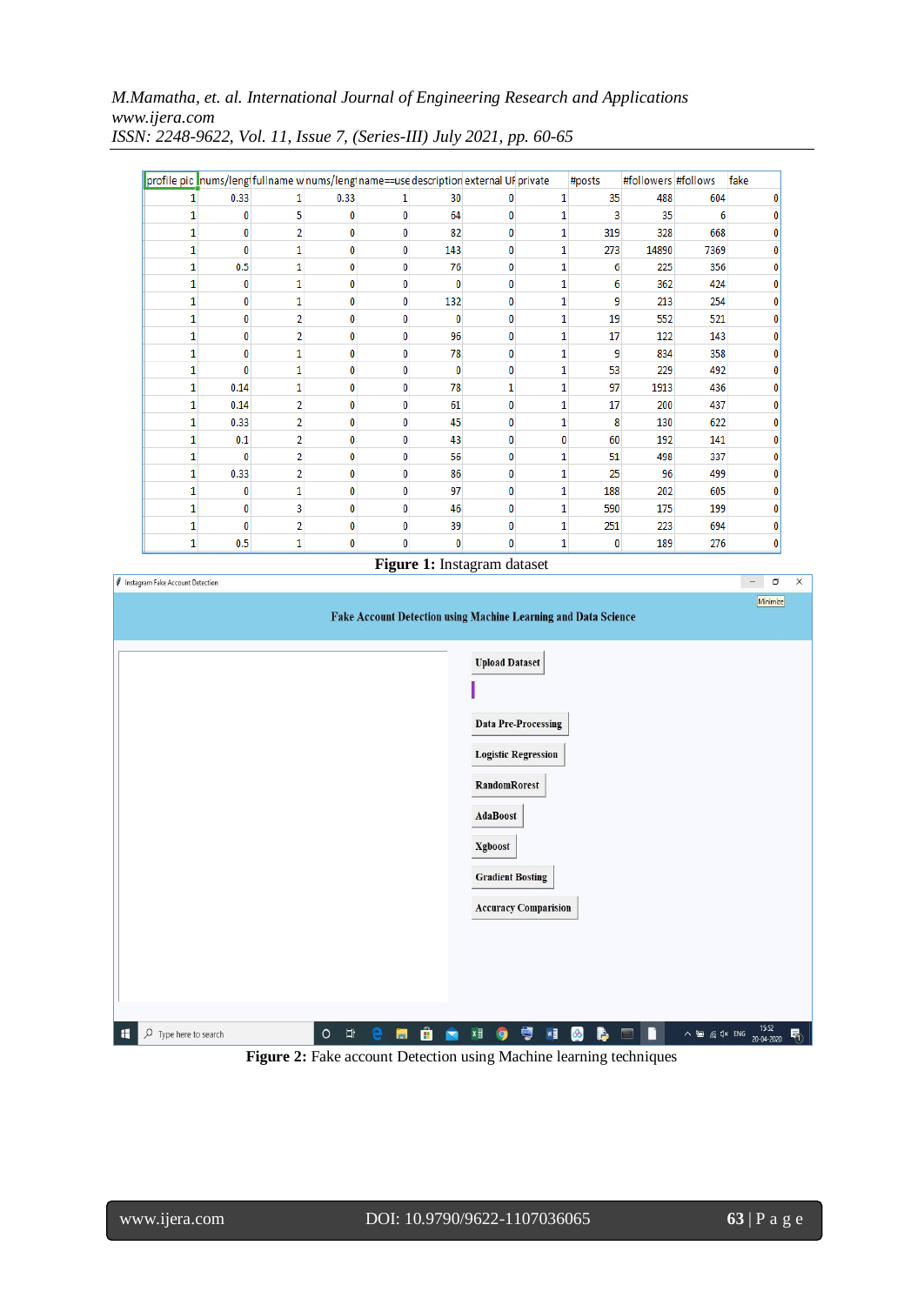| profile pic | nums/lengt | fullname w | nums/lengt | name==use | description | external UF | private | #posts | #followers | #follows | fake |
|---|---|---|---|---|---|---|---|---|---|---|---|
| 1 | 0.33 | 1 | 0.33 | 1 | 30 | 0 | 1 | 35 | 488 | 604 | 0 |
| 1 | 0 | 5 | 0 | 0 | 64 | 0 | 1 | 3 | 35 | 6 | 0 |
| 1 | 0 | 2 | 0 | 0 | 82 | 0 | 1 | 319 | 328 | 668 | 0 |
| 1 | 0 | 1 | 0 | 0 | 143 | 0 | 1 | 273 | 14890 | 7369 | 0 |
| 1 | 0.5 | 1 | 0 | 0 | 76 | 0 | 1 | 6 | 225 | 356 | 0 |
| 1 | 0 | 1 | 0 | 0 | 0 | 0 | 1 | 6 | 362 | 424 | 0 |
| 1 | 0 | 1 | 0 | 0 | 132 | 0 | 1 | 9 | 213 | 254 | 0 |
| 1 | 0 | 2 | 0 | 0 | 0 | 0 | 1 | 19 | 552 | 521 | 0 |
| 1 | 0 | 2 | 0 | 0 | 96 | 0 | 1 | 17 | 122 | 143 | 0 |
| 1 | 0 | 1 | 0 | 0 | 78 | 0 | 1 | 9 | 834 | 358 | 0 |
| 1 | 0 | 1 | 0 | 0 | 0 | 0 | 1 | 53 | 229 | 492 | 0 |
| 1 | 0.14 | 1 | 0 | 0 | 78 | 1 | 1 | 97 | 1913 | 436 | 0 |
| 1 | 0.14 | 2 | 0 | 0 | 61 | 0 | 1 | 17 | 200 | 437 | 0 |
| 1 | 0.33 | 2 | 0 | 0 | 45 | 0 | 1 | 8 | 130 | 622 | 0 |
| 1 | 0.1 | 2 | 0 | 0 | 43 | 0 | 0 | 60 | 192 | 141 | 0 |
| 1 | 0 | 2 | 0 | 0 | 56 | 0 | 1 | 51 | 498 | 337 | 0 |
| 1 | 0.33 | 2 | 0 | 0 | 86 | 0 | 1 | 25 | 96 | 499 | 0 |
| 1 | 0 | 1 | 0 | 0 | 97 | 0 | 1 | 188 | 202 | 605 | 0 |
| 1 | 0 | 3 | 0 | 0 | 46 | 0 | 1 | 590 | 175 | 199 | 0 |
| 1 | 0 | 2 | 0 | 0 | 39 | 0 | 1 | 251 | 223 | 694 | 0 |
| 1 | 0.5 | 1 | 0 | 0 | 0 | 0 | 1 | 0 | 189 | 276 | 0 |

**Figure 1:** Instagram dataset

**Figure 2:** Fake account Detection using Machine learning techniques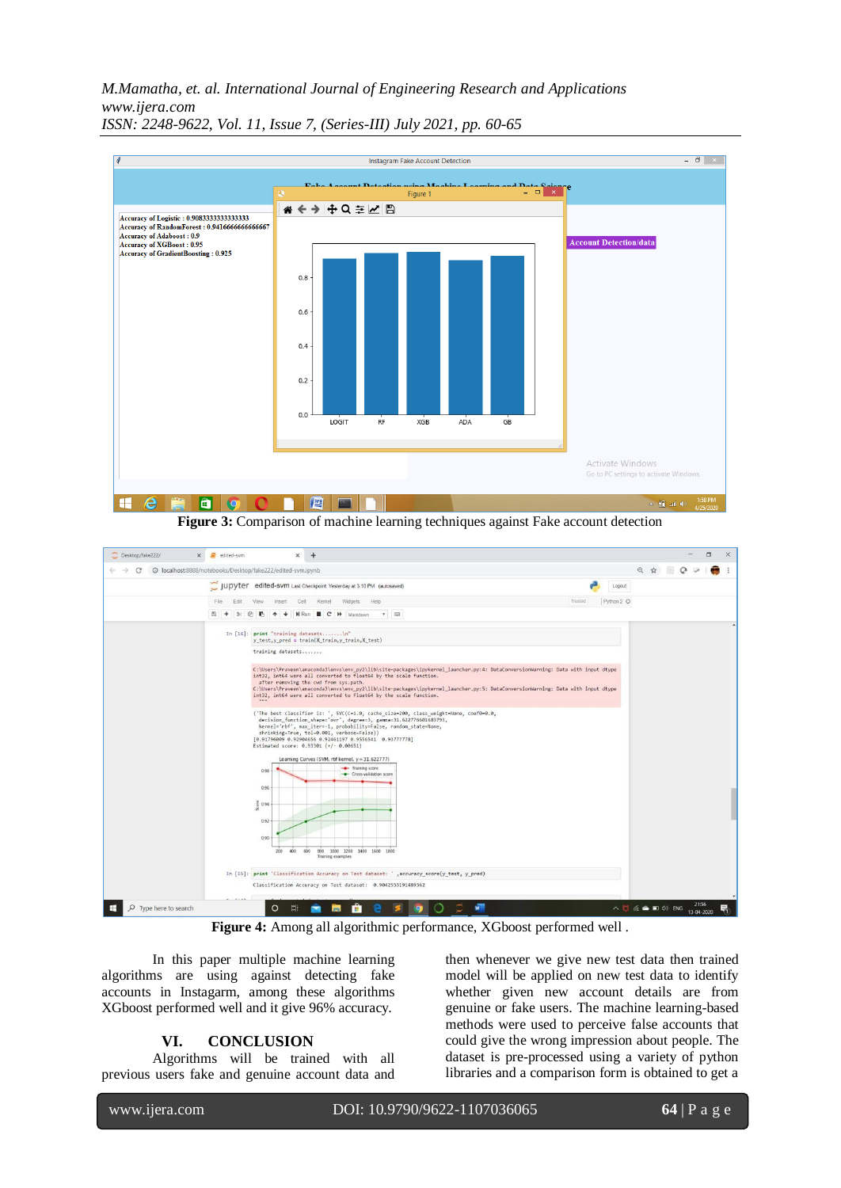Figure 3: Comparison of machine learning techniques against Fake account detection

Figure 4: Among all algorithmic performance, XGboost performed well .

In this paper multiple machine learning algorithms are using against detecting fake accounts in Instagarm, among these algorithms XGboost performed well and it give 96% accuracy.

## VI. CONCLUSION

Algorithms will be trained with all previous users fake and genuine account data and then whenever we give new test data then trained model will be applied on new test data to identify whether given new account details are from genuine or fake users. The machine learning-based methods were used to perceive false accounts that could give the wrong impression about people. The dataset is pre-processed using a variety of python libraries and a comparison form is obtained to get a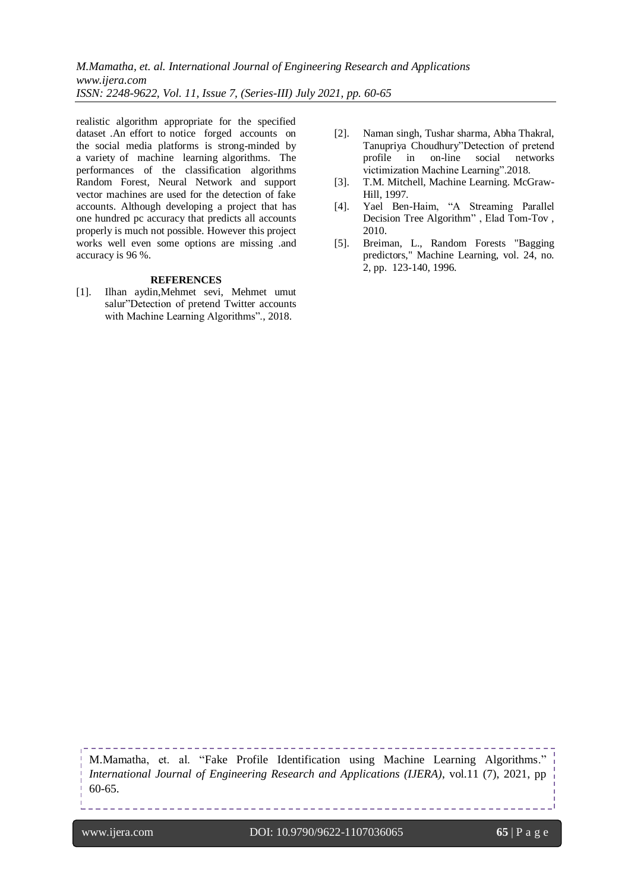realistic algorithm appropriate for the specified dataset .An effort to notice forged accounts on the social media platforms is strong-minded by a variety of machine learning algorithms. The performances of the classification algorithms Random Forest, Neural Network and support vector machines are used for the detection of fake accounts. Although developing a project that has one hundred pc accuracy that predicts all accounts properly is much not possible. However this project works well even some options are missing .and accuracy is 96 %.

## REFERENCES

[1]. Ilhan aydin,Mehmet sevi, Mehmet umut salur"Detection of pretend Twitter accounts with Machine Learning Algorithms"., 2018.

[2]. Naman singh, Tushar sharma, Abha Thakral, Tanupriya Choudhury"Detection of pretend profile in on-line social networks victimization Machine Learning".2018.

[3]. T.M. Mitchell, Machine Learning. McGraw-Hill, 1997.

[4]. Yael Ben-Haim, "A Streaming Parallel Decision Tree Algorithm" , Elad Tom-Tov , 2010.

[5]. Breiman, L., Random Forests "Bagging predictors," Machine Learning, vol. 24, no. 2, pp. 123-140, 1996.

M.Mamatha, et. al. "Fake Profile Identification using Machine Learning Algorithms." *International Journal of Engineering Research and Applications (IJERA)*, vol.11 (7), 2021, pp 60-65.